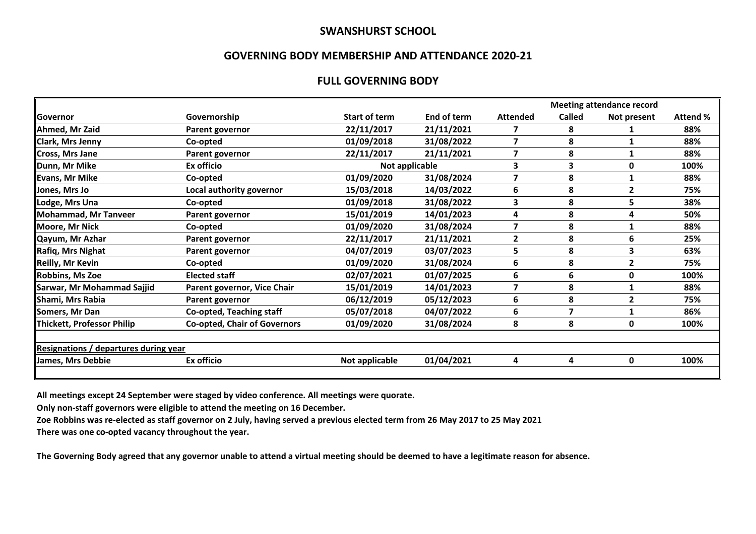# SWANSHURST SCHOOL

## GOVERNING BODY MEMBERSHIP AND ATTENDANCE 2020-21

### FULL GOVERNING BODY

| | | | | Meeting attendance record | | | |
|---|---|---|---|---|---|---|---|
| **Governor** | **Governorship** | **Start of term** | **End of term** | **Attended** | **Called** | **Not present** | **Attend %** |
| Ahmed, Mr Zaid | Parent governor | 22/11/2017 | 21/11/2021 | 7 | 8 | 1 | 88% |
| Clark, Mrs Jenny | Co-opted | 01/09/2018 | 31/08/2022 | 7 | 8 | 1 | 88% |
| Cross, Mrs Jane | Parent governor | 22/11/2017 | 21/11/2021 | 7 | 8 | 1 | 88% |
| Dunn, Mr Mike | Ex officio | Not applicable | | 3 | 3 | 0 | 100% |
| Evans, Mr Mike | Co-opted | 01/09/2020 | 31/08/2024 | 7 | 8 | 1 | 88% |
| Jones, Mrs Jo | Local authority governor | 15/03/2018 | 14/03/2022 | 6 | 8 | 2 | 75% |
| Lodge, Mrs Una | Co-opted | 01/09/2018 | 31/08/2022 | 3 | 8 | 5 | 38% |
| Mohammad, Mr Tanveer | Parent governor | 15/01/2019 | 14/01/2023 | 4 | 8 | 4 | 50% |
| Moore, Mr Nick | Co-opted | 01/09/2020 | 31/08/2024 | 7 | 8 | 1 | 88% |
| Qayum, Mr Azhar | Parent governor | 22/11/2017 | 21/11/2021 | 2 | 8 | 6 | 25% |
| Rafiq, Mrs Nighat | Parent governor | 04/07/2019 | 03/07/2023 | 5 | 8 | 3 | 63% |
| Reilly, Mr Kevin | Co-opted | 01/09/2020 | 31/08/2024 | 6 | 8 | 2 | 75% |
| Robbins, Ms Zoe | Elected staff | 02/07/2021 | 01/07/2025 | 6 | 6 | 0 | 100% |
| Sarwar, Mr Mohammad Sajjid | Parent governor, Vice Chair | 15/01/2019 | 14/01/2023 | 7 | 8 | 1 | 88% |
| Shami, Mrs Rabia | Parent governor | 06/12/2019 | 05/12/2023 | 6 | 8 | 2 | 75% |
| Somers, Mr Dan | Co-opted, Teaching staff | 05/07/2018 | 04/07/2022 | 6 | 7 | 1 | 86% |
| Thickett, Professor Philip | Co-opted, Chair of Governors | 01/09/2020 | 31/08/2024 | 8 | 8 | 0 | 100% |
| | | | | | | | |
| **Resignations / departures during year** | | | | | | | |
| James, Mrs Debbie | Ex officio | Not applicable | 01/04/2021 | 4 | 4 | 0 | 100% |

**All meetings except 24 September were staged by video conference. All meetings were quorate.**

**Only non-staff governors were eligible to attend the meeting on 16 December.**

**Zoe Robbins was re-elected as staff governor on 2 July, having served a previous elected term from 26 May 2017 to 25 May 2021**

**There was one co-opted vacancy throughout the year.**

**The Governing Body agreed that any governor unable to attend a virtual meeting should be deemed to have a legitimate reason for absence.**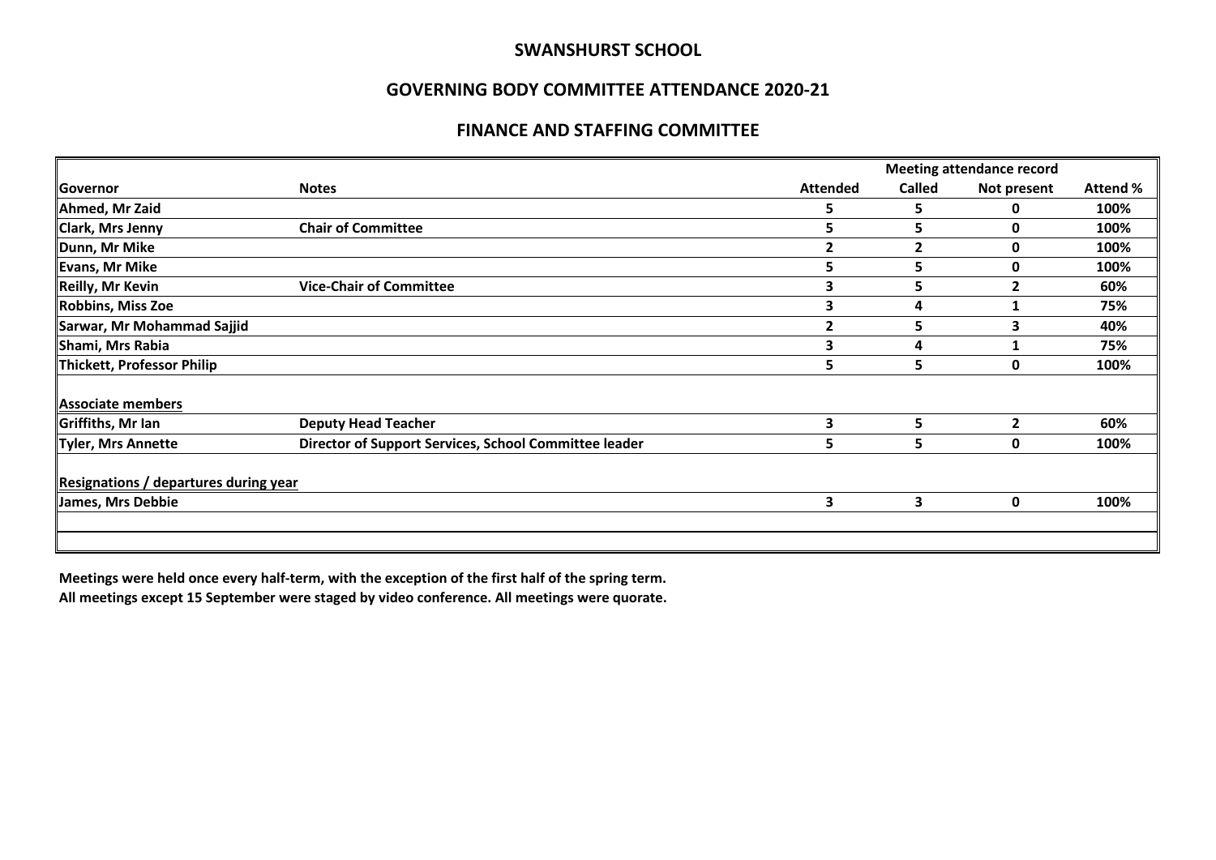## SWANSHURST SCHOOL

## GOVERNING BODY COMMITTEE ATTENDANCE 2020-21

## FINANCE AND STAFFING COMMITTEE

| | | Meeting attendance record | | | |
|---|---|---|---|---|---|
| **Governor** | **Notes** | **Attended** | **Called** | **Not present** | **Attend %** |
| **Ahmed, Mr Zaid** | | 5 | 5 | 0 | 100% |
| **Clark, Mrs Jenny** | **Chair of Committee** | 5 | 5 | 0 | 100% |
| **Dunn, Mr Mike** | | 2 | 2 | 0 | 100% |
| **Evans, Mr Mike** | | 5 | 5 | 0 | 100% |
| **Reilly, Mr Kevin** | **Vice-Chair of Committee** | 3 | 5 | 2 | 60% |
| **Robbins, Miss Zoe** | | 3 | 4 | 1 | 75% |
| **Sarwar, Mr Mohammad Sajjid** | | 2 | 5 | 3 | 40% |
| **Shami, Mrs Rabia** | | 3 | 4 | 1 | 75% |
| **Thickett, Professor Philip** | | 5 | 5 | 0 | 100% |
| **Associate members** | | | | | |
| **Griffiths, Mr Ian** | **Deputy Head Teacher** | 3 | 5 | 2 | 60% |
| **Tyler, Mrs Annette** | **Director of Support Services, School Committee leader** | 5 | 5 | 0 | 100% |
| **Resignations / departures during year** | | | | | |
| **James, Mrs Debbie** | | 3 | 3 | 0 | 100% |

**Meetings were held once every half-term, with the exception of the first half of the spring term.**
**All meetings except 15 September were staged by video conference. All meetings were quorate.**